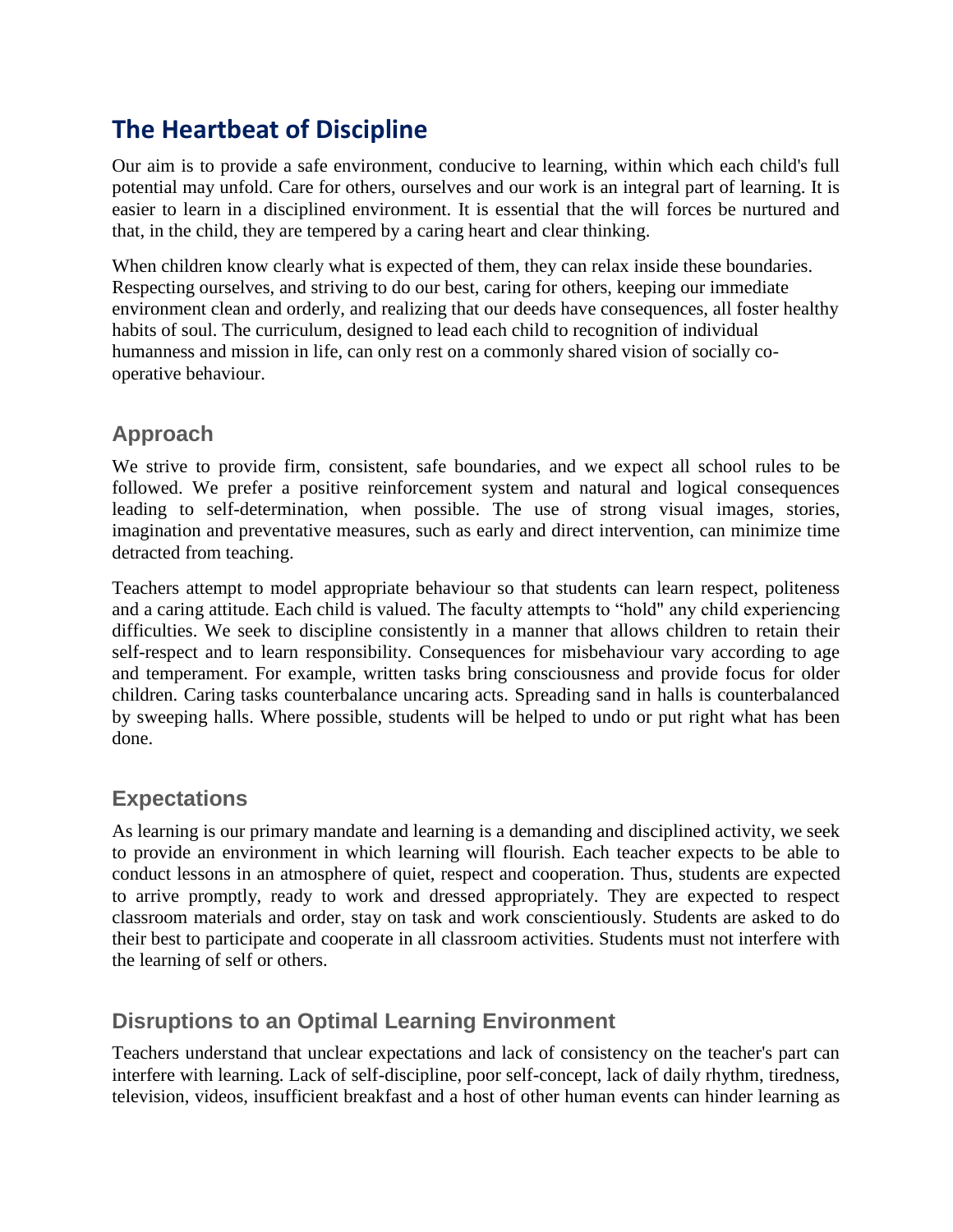# The Heartbeat of Discipline

Our aim is to provide a safe environment, conducive to learning, within which each child's full potential may unfold. Care for others, ourselves and our work is an integral part of learning. It is easier to learn in a disciplined environment. It is essential that the will forces be nurtured and that, in the child, they are tempered by a caring heart and clear thinking.

When children know clearly what is expected of them, they can relax inside these boundaries. Respecting ourselves, and striving to do our best, caring for others, keeping our immediate environment clean and orderly, and realizing that our deeds have consequences, all foster healthy habits of soul. The curriculum, designed to lead each child to recognition of individual humanness and mission in life, can only rest on a commonly shared vision of socially co-operative behaviour.

## Approach

We strive to provide firm, consistent, safe boundaries, and we expect all school rules to be followed. We prefer a positive reinforcement system and natural and logical consequences leading to self-determination, when possible. The use of strong visual images, stories, imagination and preventative measures, such as early and direct intervention, can minimize time detracted from teaching.

Teachers attempt to model appropriate behaviour so that students can learn respect, politeness and a caring attitude. Each child is valued. The faculty attempts to "hold" any child experiencing difficulties. We seek to discipline consistently in a manner that allows children to retain their self-respect and to learn responsibility. Consequences for misbehaviour vary according to age and temperament. For example, written tasks bring consciousness and provide focus for older children. Caring tasks counterbalance uncaring acts. Spreading sand in halls is counterbalanced by sweeping halls. Where possible, students will be helped to undo or put right what has been done.

## Expectations

As learning is our primary mandate and learning is a demanding and disciplined activity, we seek to provide an environment in which learning will flourish. Each teacher expects to be able to conduct lessons in an atmosphere of quiet, respect and cooperation. Thus, students are expected to arrive promptly, ready to work and dressed appropriately. They are expected to respect classroom materials and order, stay on task and work conscientiously. Students are asked to do their best to participate and cooperate in all classroom activities. Students must not interfere with the learning of self or others.

## Disruptions to an Optimal Learning Environment

Teachers understand that unclear expectations and lack of consistency on the teacher's part can interfere with learning. Lack of self-discipline, poor self-concept, lack of daily rhythm, tiredness, television, videos, insufficient breakfast and a host of other human events can hinder learning as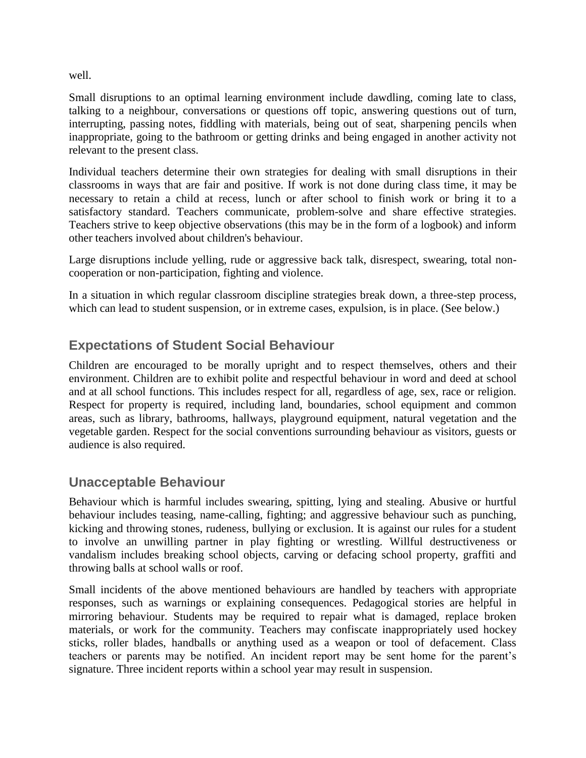well.

Small disruptions to an optimal learning environment include dawdling, coming late to class, talking to a neighbour, conversations or questions off topic, answering questions out of turn, interrupting, passing notes, fiddling with materials, being out of seat, sharpening pencils when inappropriate, going to the bathroom or getting drinks and being engaged in another activity not relevant to the present class.

Individual teachers determine their own strategies for dealing with small disruptions in their classrooms in ways that are fair and positive. If work is not done during class time, it may be necessary to retain a child at recess, lunch or after school to finish work or bring it to a satisfactory standard. Teachers communicate, problem-solve and share effective strategies. Teachers strive to keep objective observations (this may be in the form of a logbook) and inform other teachers involved about children's behaviour.

Large disruptions include yelling, rude or aggressive back talk, disrespect, swearing, total non-cooperation or non-participation, fighting and violence.

In a situation in which regular classroom discipline strategies break down, a three-step process, which can lead to student suspension, or in extreme cases, expulsion, is in place. (See below.)

## Expectations of Student Social Behaviour

Children are encouraged to be morally upright and to respect themselves, others and their environment. Children are to exhibit polite and respectful behaviour in word and deed at school and at all school functions. This includes respect for all, regardless of age, sex, race or religion. Respect for property is required, including land, boundaries, school equipment and common areas, such as library, bathrooms, hallways, playground equipment, natural vegetation and the vegetable garden. Respect for the social conventions surrounding behaviour as visitors, guests or audience is also required.

## Unacceptable Behaviour

Behaviour which is harmful includes swearing, spitting, lying and stealing. Abusive or hurtful behaviour includes teasing, name-calling, fighting; and aggressive behaviour such as punching, kicking and throwing stones, rudeness, bullying or exclusion. It is against our rules for a student to involve an unwilling partner in play fighting or wrestling. Willful destructiveness or vandalism includes breaking school objects, carving or defacing school property, graffiti and throwing balls at school walls or roof.

Small incidents of the above mentioned behaviours are handled by teachers with appropriate responses, such as warnings or explaining consequences. Pedagogical stories are helpful in mirroring behaviour. Students may be required to repair what is damaged, replace broken materials, or work for the community. Teachers may confiscate inappropriately used hockey sticks, roller blades, handballs or anything used as a weapon or tool of defacement. Class teachers or parents may be notified. An incident report may be sent home for the parent's signature. Three incident reports within a school year may result in suspension.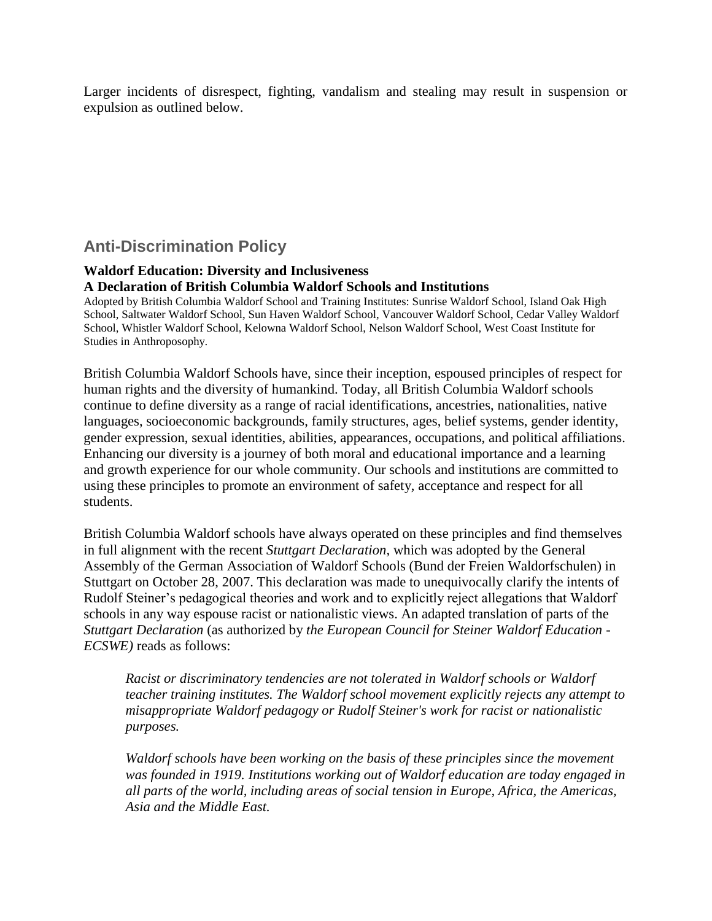Larger incidents of disrespect, fighting, vandalism and stealing may result in suspension or expulsion as outlined below.

## Anti-Discrimination Policy

**Waldorf Education: Diversity and Inclusiveness**
**A Declaration of British Columbia Waldorf Schools and Institutions**

Adopted by British Columbia Waldorf School and Training Institutes: Sunrise Waldorf School, Island Oak High School, Saltwater Waldorf School, Sun Haven Waldorf School, Vancouver Waldorf School, Cedar Valley Waldorf School, Whistler Waldorf School, Kelowna Waldorf School, Nelson Waldorf School, West Coast Institute for Studies in Anthroposophy.

British Columbia Waldorf Schools have, since their inception, espoused principles of respect for human rights and the diversity of humankind. Today, all British Columbia Waldorf schools continue to define diversity as a range of racial identifications, ancestries, nationalities, native languages, socioeconomic backgrounds, family structures, ages, belief systems, gender identity, gender expression, sexual identities, abilities, appearances, occupations, and political affiliations. Enhancing our diversity is a journey of both moral and educational importance and a learning and growth experience for our whole community. Our schools and institutions are committed to using these principles to promote an environment of safety, acceptance and respect for all students.

British Columbia Waldorf schools have always operated on these principles and find themselves in full alignment with the recent *Stuttgart Declaration,* which was adopted by the General Assembly of the German Association of Waldorf Schools (Bund der Freien Waldorfschulen) in Stuttgart on October 28, 2007. This declaration was made to unequivocally clarify the intents of Rudolf Steiner's pedagogical theories and work and to explicitly reject allegations that Waldorf schools in any way espouse racist or nationalistic views. An adapted translation of parts of the *Stuttgart Declaration* (as authorized by *the European Council for Steiner Waldorf Education - ECSWE)* reads as follows:

> *Racist or discriminatory tendencies are not tolerated in Waldorf schools or Waldorf teacher training institutes. The Waldorf school movement explicitly rejects any attempt to misappropriate Waldorf pedagogy or Rudolf Steiner's work for racist or nationalistic purposes.*
>
> *Waldorf schools have been working on the basis of these principles since the movement was founded in 1919. Institutions working out of Waldorf education are today engaged in all parts of the world, including areas of social tension in Europe, Africa, the Americas, Asia and the Middle East.*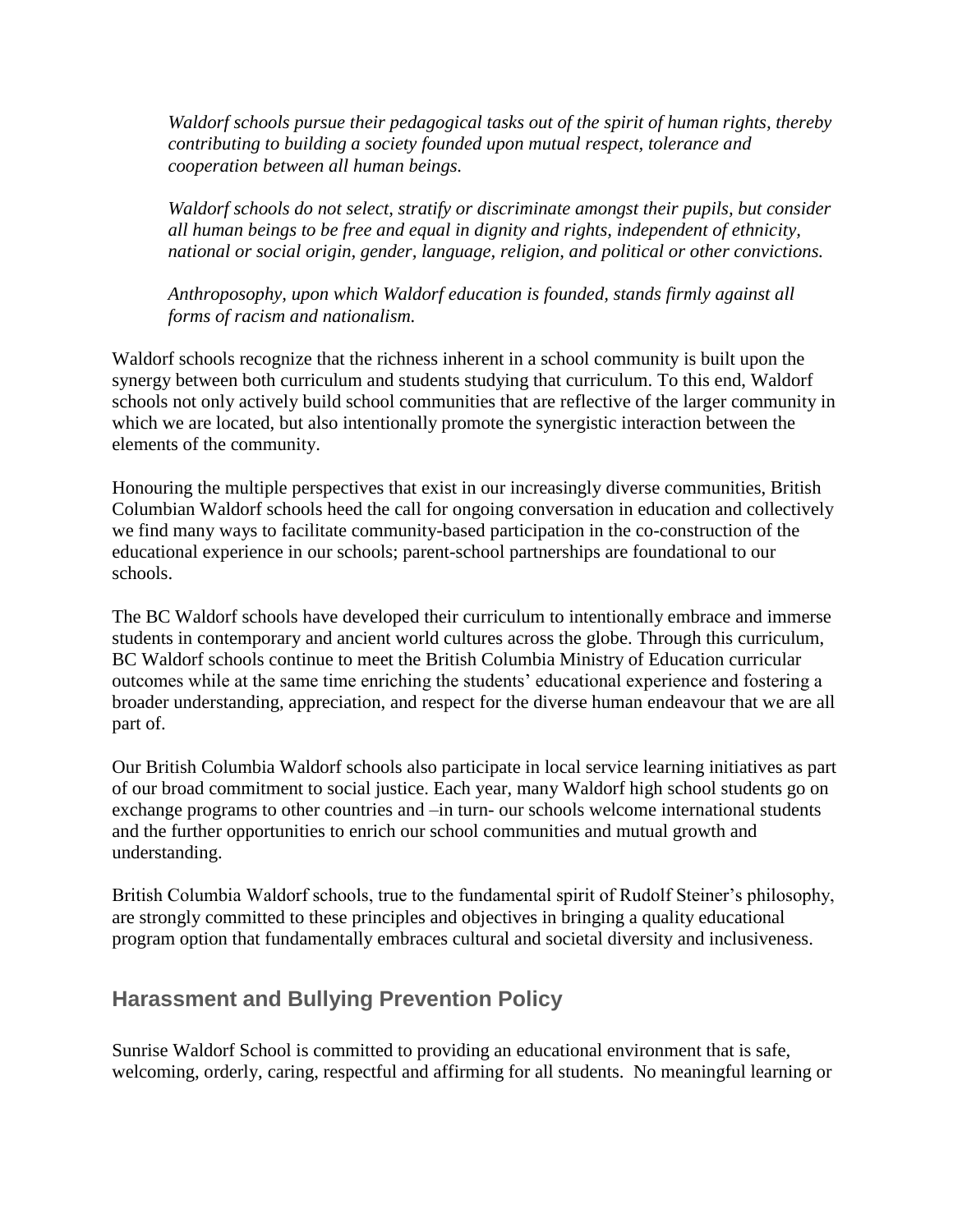*Waldorf schools pursue their pedagogical tasks out of the spirit of human rights, thereby contributing to building a society founded upon mutual respect, tolerance and cooperation between all human beings.*

*Waldorf schools do not select, stratify or discriminate amongst their pupils, but consider all human beings to be free and equal in dignity and rights, independent of ethnicity, national or social origin, gender, language, religion, and political or other convictions.*

*Anthroposophy, upon which Waldorf education is founded, stands firmly against all forms of racism and nationalism.*

Waldorf schools recognize that the richness inherent in a school community is built upon the synergy between both curriculum and students studying that curriculum. To this end, Waldorf schools not only actively build school communities that are reflective of the larger community in which we are located, but also intentionally promote the synergistic interaction between the elements of the community.

Honouring the multiple perspectives that exist in our increasingly diverse communities, British Columbian Waldorf schools heed the call for ongoing conversation in education and collectively we find many ways to facilitate community-based participation in the co-construction of the educational experience in our schools; parent-school partnerships are foundational to our schools.

The BC Waldorf schools have developed their curriculum to intentionally embrace and immerse students in contemporary and ancient world cultures across the globe. Through this curriculum, BC Waldorf schools continue to meet the British Columbia Ministry of Education curricular outcomes while at the same time enriching the students' educational experience and fostering a broader understanding, appreciation, and respect for the diverse human endeavour that we are all part of.

Our British Columbia Waldorf schools also participate in local service learning initiatives as part of our broad commitment to social justice. Each year, many Waldorf high school students go on exchange programs to other countries and –in turn- our schools welcome international students and the further opportunities to enrich our school communities and mutual growth and understanding.

British Columbia Waldorf schools, true to the fundamental spirit of Rudolf Steiner's philosophy, are strongly committed to these principles and objectives in bringing a quality educational program option that fundamentally embraces cultural and societal diversity and inclusiveness.

## Harassment and Bullying Prevention Policy

Sunrise Waldorf School is committed to providing an educational environment that is safe, welcoming, orderly, caring, respectful and affirming for all students. No meaningful learning or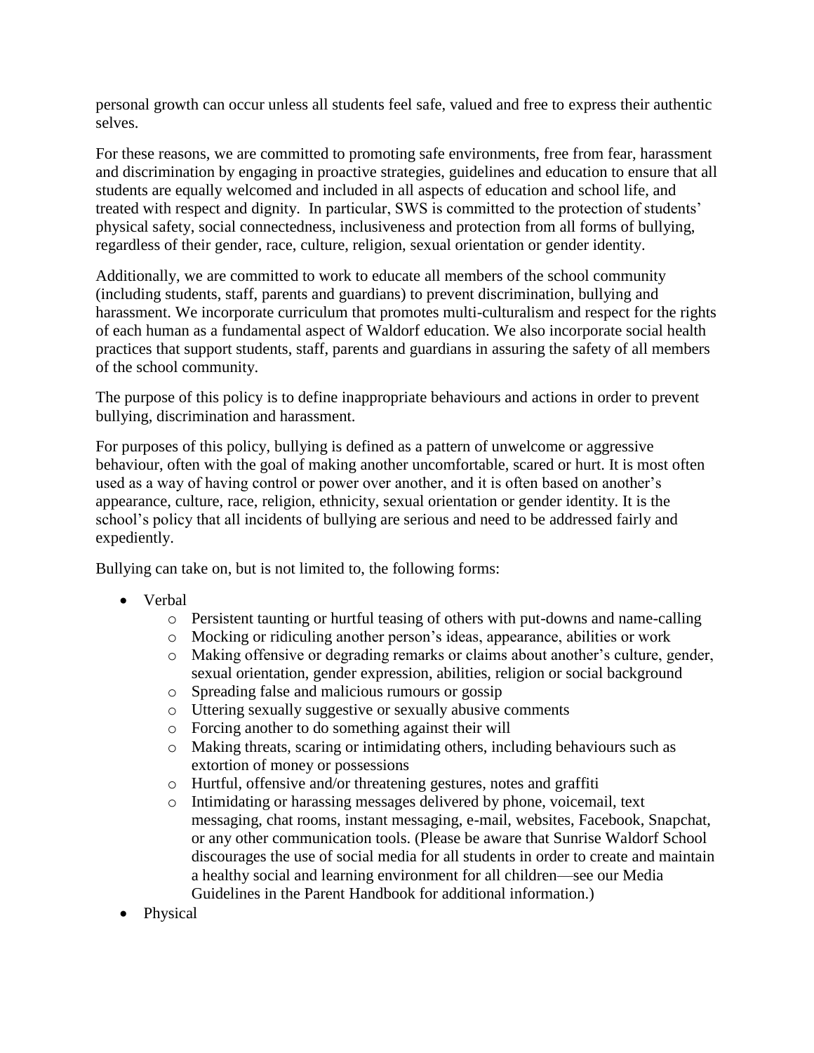personal growth can occur unless all students feel safe, valued and free to express their authentic selves.

For these reasons, we are committed to promoting safe environments, free from fear, harassment and discrimination by engaging in proactive strategies, guidelines and education to ensure that all students are equally welcomed and included in all aspects of education and school life, and treated with respect and dignity. In particular, SWS is committed to the protection of students' physical safety, social connectedness, inclusiveness and protection from all forms of bullying, regardless of their gender, race, culture, religion, sexual orientation or gender identity.

Additionally, we are committed to work to educate all members of the school community (including students, staff, parents and guardians) to prevent discrimination, bullying and harassment. We incorporate curriculum that promotes multi-culturalism and respect for the rights of each human as a fundamental aspect of Waldorf education. We also incorporate social health practices that support students, staff, parents and guardians in assuring the safety of all members of the school community.

The purpose of this policy is to define inappropriate behaviours and actions in order to prevent bullying, discrimination and harassment.

For purposes of this policy, bullying is defined as a pattern of unwelcome or aggressive behaviour, often with the goal of making another uncomfortable, scared or hurt. It is most often used as a way of having control or power over another, and it is often based on another's appearance, culture, race, religion, ethnicity, sexual orientation or gender identity. It is the school's policy that all incidents of bullying are serious and need to be addressed fairly and expediently.

Bullying can take on, but is not limited to, the following forms:

- Verbal
    - Persistent taunting or hurtful teasing of others with put-downs and name-calling
    - Mocking or ridiculing another person's ideas, appearance, abilities or work
    - Making offensive or degrading remarks or claims about another's culture, gender, sexual orientation, gender expression, abilities, religion or social background
    - Spreading false and malicious rumours or gossip
    - Uttering sexually suggestive or sexually abusive comments
    - Forcing another to do something against their will
    - Making threats, scaring or intimidating others, including behaviours such as extortion of money or possessions
    - Hurtful, offensive and/or threatening gestures, notes and graffiti
    - Intimidating or harassing messages delivered by phone, voicemail, text messaging, chat rooms, instant messaging, e-mail, websites, Facebook, Snapchat, or any other communication tools. (Please be aware that Sunrise Waldorf School discourages the use of social media for all students in order to create and maintain a healthy social and learning environment for all children—see our Media Guidelines in the Parent Handbook for additional information.)
- Physical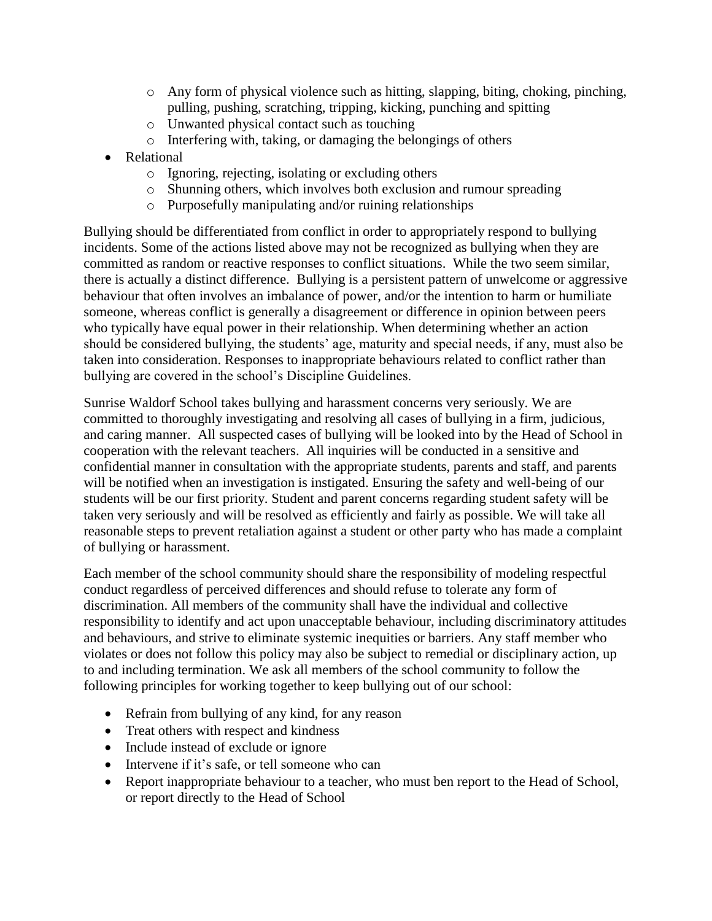- Any form of physical violence such as hitting, slapping, biting, choking, pinching, pulling, pushing, scratching, tripping, kicking, punching and spitting
    - Unwanted physical contact such as touching
    - Interfering with, taking, or damaging the belongings of others
- Relational
    - Ignoring, rejecting, isolating or excluding others
    - Shunning others, which involves both exclusion and rumour spreading
    - Purposefully manipulating and/or ruining relationships

Bullying should be differentiated from conflict in order to appropriately respond to bullying incidents. Some of the actions listed above may not be recognized as bullying when they are committed as random or reactive responses to conflict situations. While the two seem similar, there is actually a distinct difference. Bullying is a persistent pattern of unwelcome or aggressive behaviour that often involves an imbalance of power, and/or the intention to harm or humiliate someone, whereas conflict is generally a disagreement or difference in opinion between peers who typically have equal power in their relationship. When determining whether an action should be considered bullying, the students' age, maturity and special needs, if any, must also be taken into consideration. Responses to inappropriate behaviours related to conflict rather than bullying are covered in the school's Discipline Guidelines.

Sunrise Waldorf School takes bullying and harassment concerns very seriously. We are committed to thoroughly investigating and resolving all cases of bullying in a firm, judicious, and caring manner. All suspected cases of bullying will be looked into by the Head of School in cooperation with the relevant teachers. All inquiries will be conducted in a sensitive and confidential manner in consultation with the appropriate students, parents and staff, and parents will be notified when an investigation is instigated. Ensuring the safety and well-being of our students will be our first priority. Student and parent concerns regarding student safety will be taken very seriously and will be resolved as efficiently and fairly as possible. We will take all reasonable steps to prevent retaliation against a student or other party who has made a complaint of bullying or harassment.

Each member of the school community should share the responsibility of modeling respectful conduct regardless of perceived differences and should refuse to tolerate any form of discrimination. All members of the community shall have the individual and collective responsibility to identify and act upon unacceptable behaviour, including discriminatory attitudes and behaviours, and strive to eliminate systemic inequities or barriers. Any staff member who violates or does not follow this policy may also be subject to remedial or disciplinary action, up to and including termination. We ask all members of the school community to follow the following principles for working together to keep bullying out of our school:

- Refrain from bullying of any kind, for any reason
- Treat others with respect and kindness
- Include instead of exclude or ignore
- Intervene if it's safe, or tell someone who can
- Report inappropriate behaviour to a teacher, who must ben report to the Head of School, or report directly to the Head of School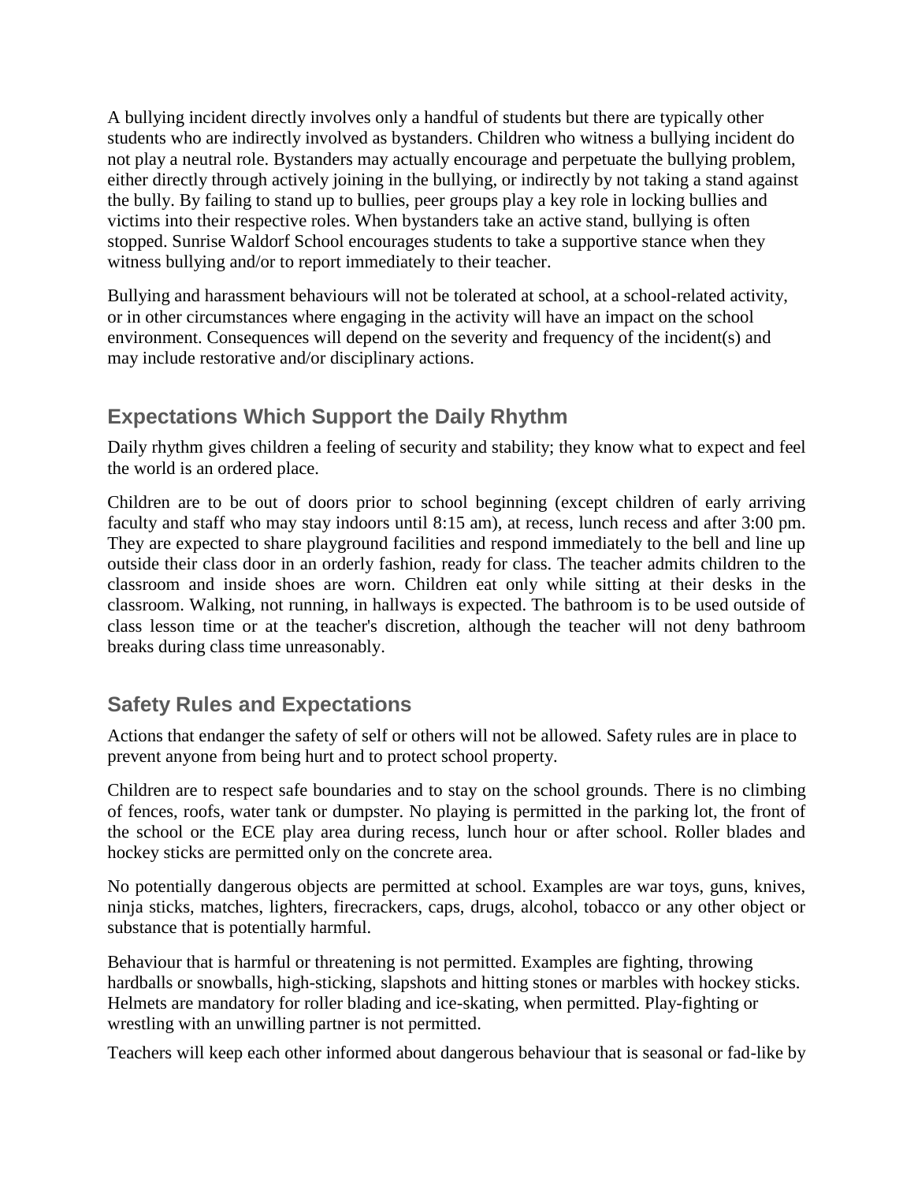A bullying incident directly involves only a handful of students but there are typically other students who are indirectly involved as bystanders. Children who witness a bullying incident do not play a neutral role. Bystanders may actually encourage and perpetuate the bullying problem, either directly through actively joining in the bullying, or indirectly by not taking a stand against the bully. By failing to stand up to bullies, peer groups play a key role in locking bullies and victims into their respective roles. When bystanders take an active stand, bullying is often stopped. Sunrise Waldorf School encourages students to take a supportive stance when they witness bullying and/or to report immediately to their teacher.

Bullying and harassment behaviours will not be tolerated at school, at a school-related activity, or in other circumstances where engaging in the activity will have an impact on the school environment. Consequences will depend on the severity and frequency of the incident(s) and may include restorative and/or disciplinary actions.

## Expectations Which Support the Daily Rhythm

Daily rhythm gives children a feeling of security and stability; they know what to expect and feel the world is an ordered place.

Children are to be out of doors prior to school beginning (except children of early arriving faculty and staff who may stay indoors until 8:15 am), at recess, lunch recess and after 3:00 pm. They are expected to share playground facilities and respond immediately to the bell and line up outside their class door in an orderly fashion, ready for class. The teacher admits children to the classroom and inside shoes are worn. Children eat only while sitting at their desks in the classroom. Walking, not running, in hallways is expected. The bathroom is to be used outside of class lesson time or at the teacher's discretion, although the teacher will not deny bathroom breaks during class time unreasonably.

## Safety Rules and Expectations

Actions that endanger the safety of self or others will not be allowed. Safety rules are in place to prevent anyone from being hurt and to protect school property.

Children are to respect safe boundaries and to stay on the school grounds. There is no climbing of fences, roofs, water tank or dumpster. No playing is permitted in the parking lot, the front of the school or the ECE play area during recess, lunch hour or after school. Roller blades and hockey sticks are permitted only on the concrete area.

No potentially dangerous objects are permitted at school. Examples are war toys, guns, knives, ninja sticks, matches, lighters, firecrackers, caps, drugs, alcohol, tobacco or any other object or substance that is potentially harmful.

Behaviour that is harmful or threatening is not permitted. Examples are fighting, throwing hardballs or snowballs, high-sticking, slapshots and hitting stones or marbles with hockey sticks. Helmets are mandatory for roller blading and ice-skating, when permitted. Play-fighting or wrestling with an unwilling partner is not permitted.

Teachers will keep each other informed about dangerous behaviour that is seasonal or fad-like by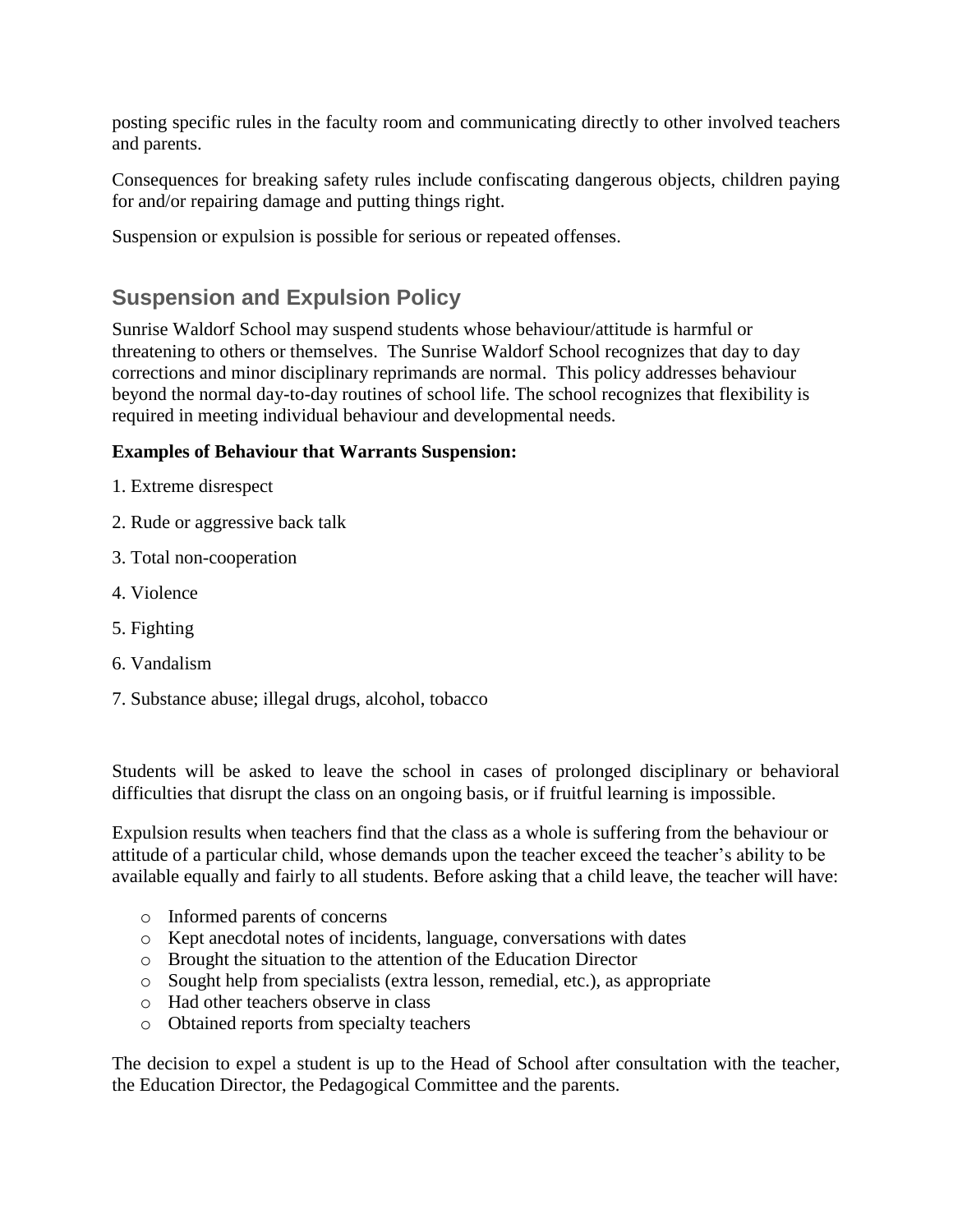posting specific rules in the faculty room and communicating directly to other involved teachers and parents.

Consequences for breaking safety rules include confiscating dangerous objects, children paying for and/or repairing damage and putting things right.

Suspension or expulsion is possible for serious or repeated offenses.

## Suspension and Expulsion Policy

Sunrise Waldorf School may suspend students whose behaviour/attitude is harmful or threatening to others or themselves. The Sunrise Waldorf School recognizes that day to day corrections and minor disciplinary reprimands are normal. This policy addresses behaviour beyond the normal day-to-day routines of school life. The school recognizes that flexibility is required in meeting individual behaviour and developmental needs.

**Examples of Behaviour that Warrants Suspension:**

1. Extreme disrespect
2. Rude or aggressive back talk
3. Total non-cooperation
4. Violence
5. Fighting
6. Vandalism
7. Substance abuse; illegal drugs, alcohol, tobacco

Students will be asked to leave the school in cases of prolonged disciplinary or behavioral difficulties that disrupt the class on an ongoing basis, or if fruitful learning is impossible.

Expulsion results when teachers find that the class as a whole is suffering from the behaviour or attitude of a particular child, whose demands upon the teacher exceed the teacher's ability to be available equally and fairly to all students. Before asking that a child leave, the teacher will have:

- Informed parents of concerns
- Kept anecdotal notes of incidents, language, conversations with dates
- Brought the situation to the attention of the Education Director
- Sought help from specialists (extra lesson, remedial, etc.), as appropriate
- Had other teachers observe in class
- Obtained reports from specialty teachers

The decision to expel a student is up to the Head of School after consultation with the teacher, the Education Director, the Pedagogical Committee and the parents.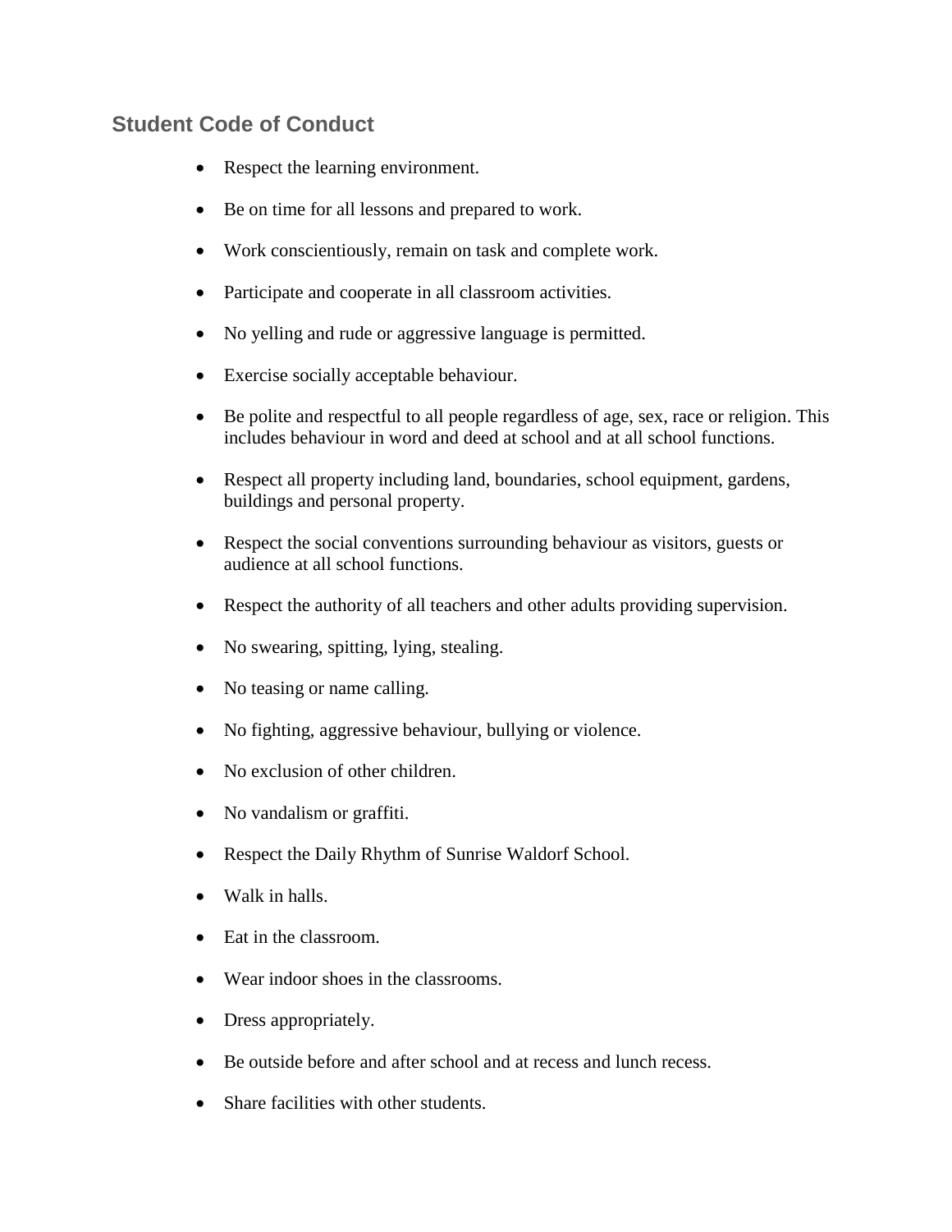## Student Code of Conduct

- Respect the learning environment.
- Be on time for all lessons and prepared to work.
- Work conscientiously, remain on task and complete work.
- Participate and cooperate in all classroom activities.
- No yelling and rude or aggressive language is permitted.
- Exercise socially acceptable behaviour.
- Be polite and respectful to all people regardless of age, sex, race or religion. This includes behaviour in word and deed at school and at all school functions.
- Respect all property including land, boundaries, school equipment, gardens, buildings and personal property.
- Respect the social conventions surrounding behaviour as visitors, guests or audience at all school functions.
- Respect the authority of all teachers and other adults providing supervision.
- No swearing, spitting, lying, stealing.
- No teasing or name calling.
- No fighting, aggressive behaviour, bullying or violence.
- No exclusion of other children.
- No vandalism or graffiti.
- Respect the Daily Rhythm of Sunrise Waldorf School.
- Walk in halls.
- Eat in the classroom.
- Wear indoor shoes in the classrooms.
- Dress appropriately.
- Be outside before and after school and at recess and lunch recess.
- Share facilities with other students.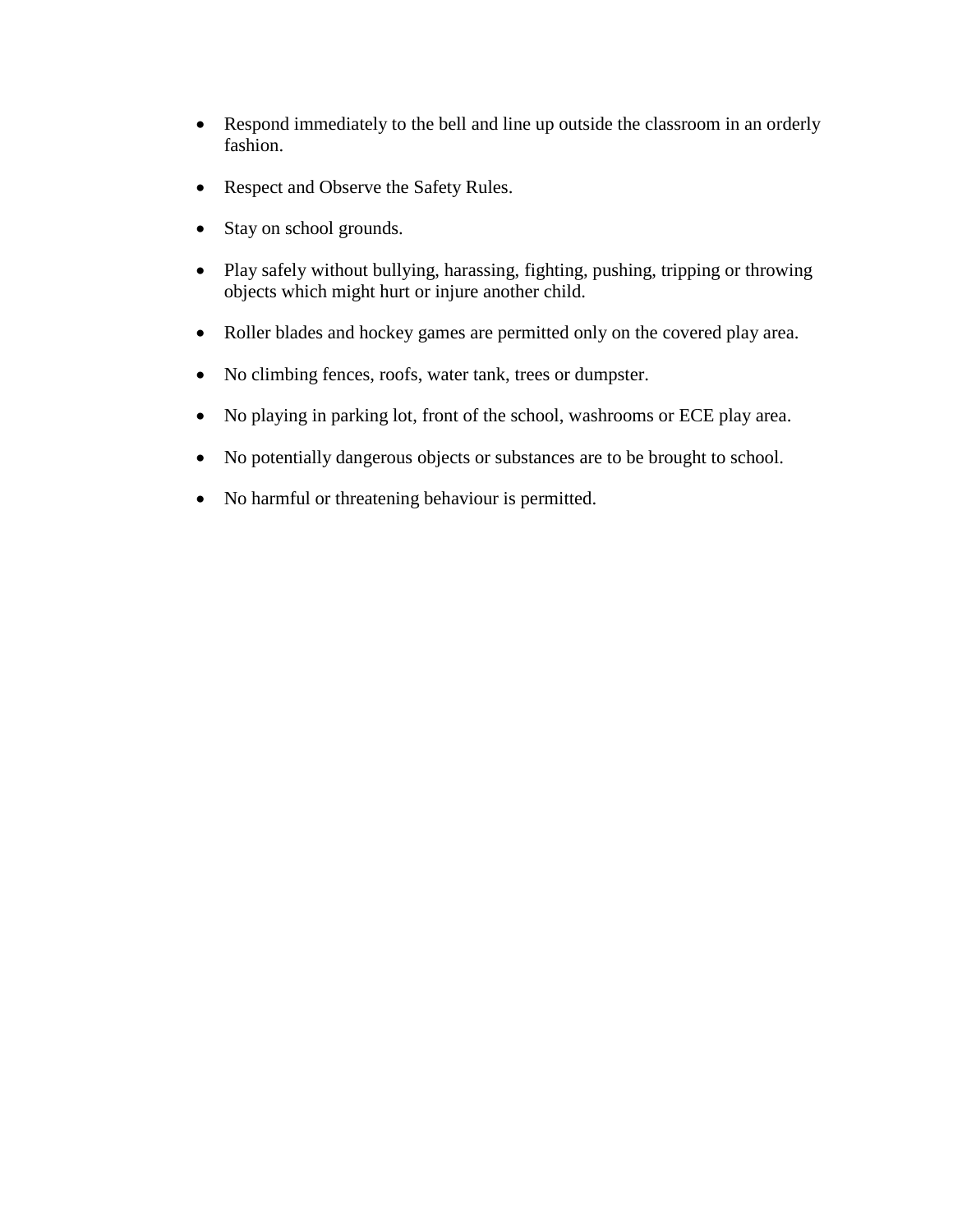- Respond immediately to the bell and line up outside the classroom in an orderly fashion.
- Respect and Observe the Safety Rules.
- Stay on school grounds.
- Play safely without bullying, harassing, fighting, pushing, tripping or throwing objects which might hurt or injure another child.
- Roller blades and hockey games are permitted only on the covered play area.
- No climbing fences, roofs, water tank, trees or dumpster.
- No playing in parking lot, front of the school, washrooms or ECE play area.
- No potentially dangerous objects or substances are to be brought to school.
- No harmful or threatening behaviour is permitted.